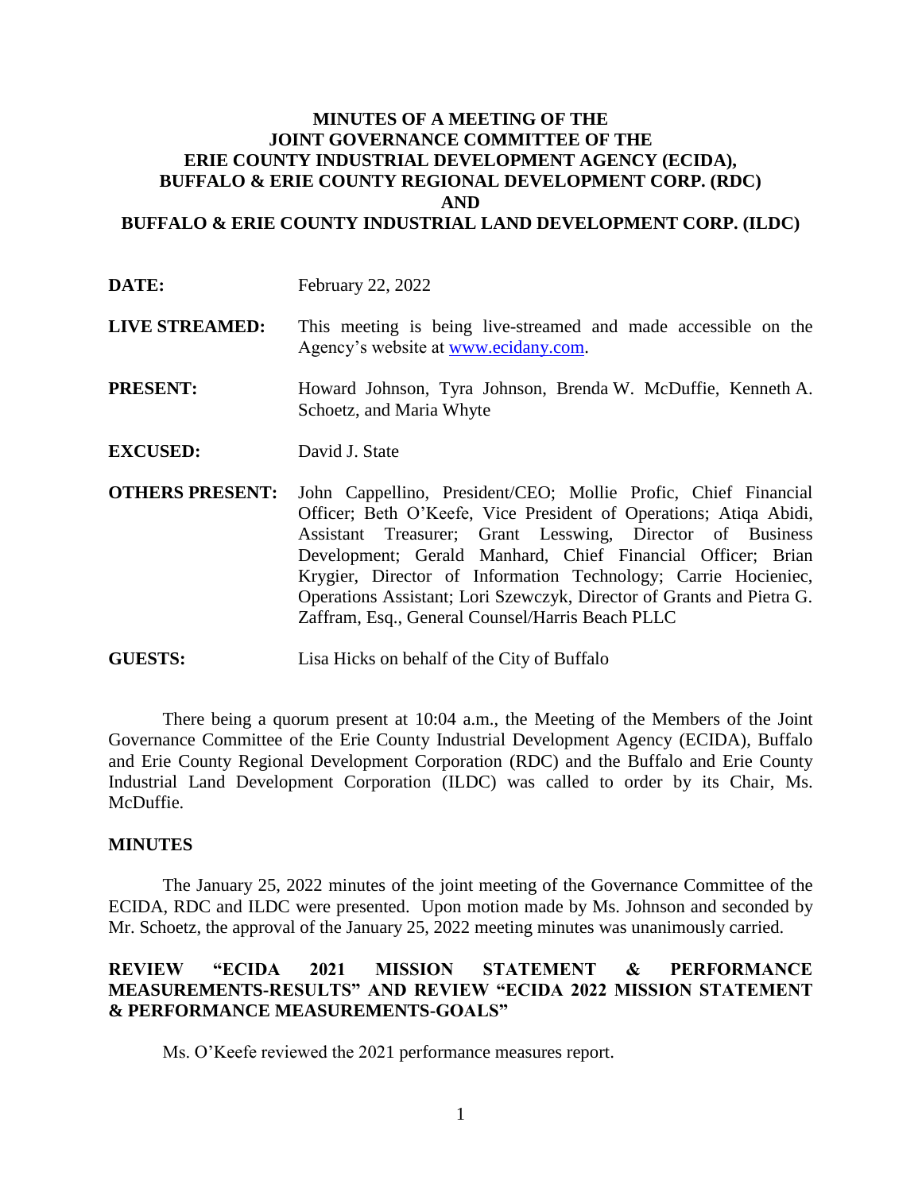# MINUTES OF A MEETING OF THE JOINT GOVERNANCE COMMITTEE OF THE ERIE COUNTY INDUSTRIAL DEVELOPMENT AGENCY (ECIDA), BUFFALO & ERIE COUNTY REGIONAL DEVELOPMENT CORP. (RDC) AND BUFFALO & ERIE COUNTY INDUSTRIAL LAND DEVELOPMENT CORP. (ILDC)

**DATE:** February 22, 2022

**LIVE STREAMED:** This meeting is being live-streamed and made accessible on the Agency's website at www.ecidany.com.

**PRESENT:** Howard Johnson, Tyra Johnson, Brenda W. McDuffie, Kenneth A. Schoetz, and Maria Whyte

**EXCUSED:** David J. State

**OTHERS PRESENT:** John Cappellino, President/CEO; Mollie Profic, Chief Financial Officer; Beth O'Keefe, Vice President of Operations; Atiqa Abidi, Assistant Treasurer; Grant Lesswing, Director of Business Development; Gerald Manhard, Chief Financial Officer; Brian Krygier, Director of Information Technology; Carrie Hocieniec, Operations Assistant; Lori Szewczyk, Director of Grants and Pietra G. Zaffram, Esq., General Counsel/Harris Beach PLLC

**GUESTS:** Lisa Hicks on behalf of the City of Buffalo

There being a quorum present at 10:04 a.m., the Meeting of the Members of the Joint Governance Committee of the Erie County Industrial Development Agency (ECIDA), Buffalo and Erie County Regional Development Corporation (RDC) and the Buffalo and Erie County Industrial Land Development Corporation (ILDC) was called to order by its Chair, Ms. McDuffie.

## MINUTES

The January 25, 2022 minutes of the joint meeting of the Governance Committee of the ECIDA, RDC and ILDC were presented. Upon motion made by Ms. Johnson and seconded by Mr. Schoetz, the approval of the January 25, 2022 meeting minutes was unanimously carried.

## REVIEW "ECIDA 2021 MISSION STATEMENT & PERFORMANCE MEASUREMENTS-RESULTS" AND REVIEW "ECIDA 2022 MISSION STATEMENT & PERFORMANCE MEASUREMENTS-GOALS"

Ms. O'Keefe reviewed the 2021 performance measures report.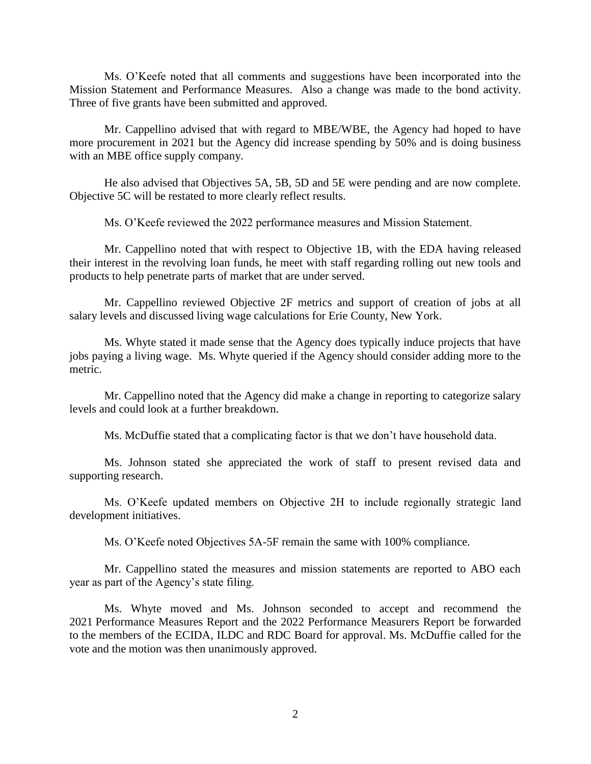Ms. O'Keefe noted that all comments and suggestions have been incorporated into the Mission Statement and Performance Measures. Also a change was made to the bond activity. Three of five grants have been submitted and approved.

Mr. Cappellino advised that with regard to MBE/WBE, the Agency had hoped to have more procurement in 2021 but the Agency did increase spending by 50% and is doing business with an MBE office supply company.

He also advised that Objectives 5A, 5B, 5D and 5E were pending and are now complete. Objective 5C will be restated to more clearly reflect results.

Ms. O'Keefe reviewed the 2022 performance measures and Mission Statement.

Mr. Cappellino noted that with respect to Objective 1B, with the EDA having released their interest in the revolving loan funds, he meet with staff regarding rolling out new tools and products to help penetrate parts of market that are under served.

Mr. Cappellino reviewed Objective 2F metrics and support of creation of jobs at all salary levels and discussed living wage calculations for Erie County, New York.

Ms. Whyte stated it made sense that the Agency does typically induce projects that have jobs paying a living wage. Ms. Whyte queried if the Agency should consider adding more to the metric.

Mr. Cappellino noted that the Agency did make a change in reporting to categorize salary levels and could look at a further breakdown.

Ms. McDuffie stated that a complicating factor is that we don't have household data.

Ms. Johnson stated she appreciated the work of staff to present revised data and supporting research.

Ms. O'Keefe updated members on Objective 2H to include regionally strategic land development initiatives.

Ms. O'Keefe noted Objectives 5A-5F remain the same with 100% compliance.

Mr. Cappellino stated the measures and mission statements are reported to ABO each year as part of the Agency's state filing.

Ms. Whyte moved and Ms. Johnson seconded to accept and recommend the 2021 Performance Measures Report and the 2022 Performance Measurers Report be forwarded to the members of the ECIDA, ILDC and RDC Board for approval. Ms. McDuffie called for the vote and the motion was then unanimously approved.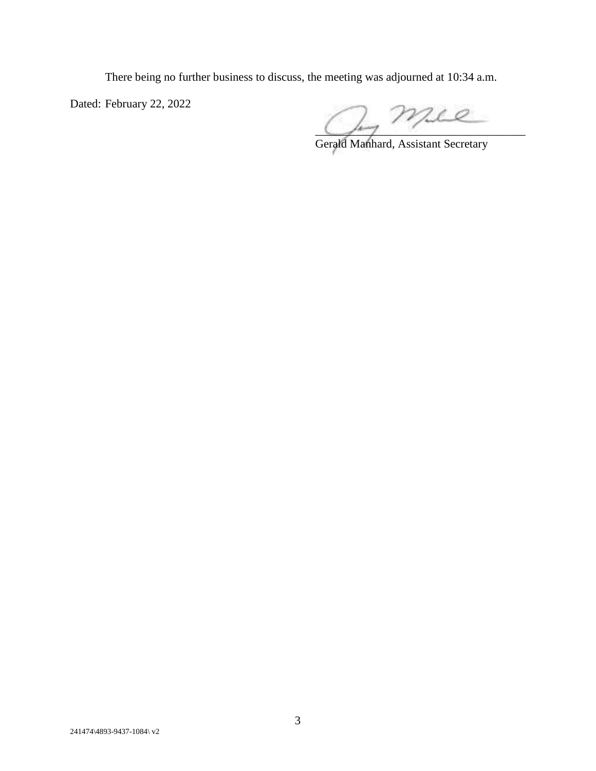There being no further business to discuss, the meeting was adjourned at 10:34 a.m.

Dated: February 22, 2022

\_\_\_\_\_\_\_\_\_\_\_\_\_\_\_\_\_\_\_\_\_\_\_\_\_\_\_\_\_\_\_\_\_\_\_\_

Gerald Manhard, Assistant Secretary

241474\4893-9437-1084\ v2